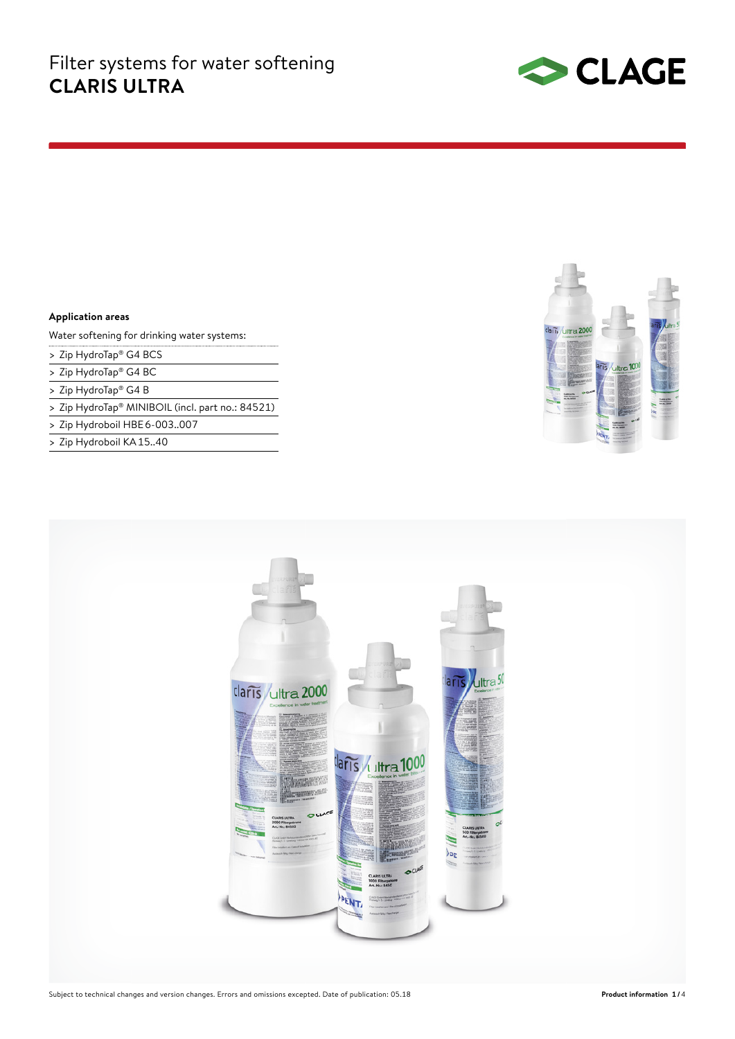# Filter systems for water softening
## CLARIS ULTRA

**Application areas**

Water softening for drinking water systems:

- > Zip HydroTap® G4 BCS
- > Zip HydroTap® G4 BC
- > Zip HydroTap® G4 B
- > Zip HydroTap® MINIBOIL (incl. part no.: 84521)
- > Zip Hydroboil HBE 6-003..007
- > Zip Hydroboil KA 15..40

Subject to technical changes and version changes. Errors and omissions excepted. Date of publication: 05.18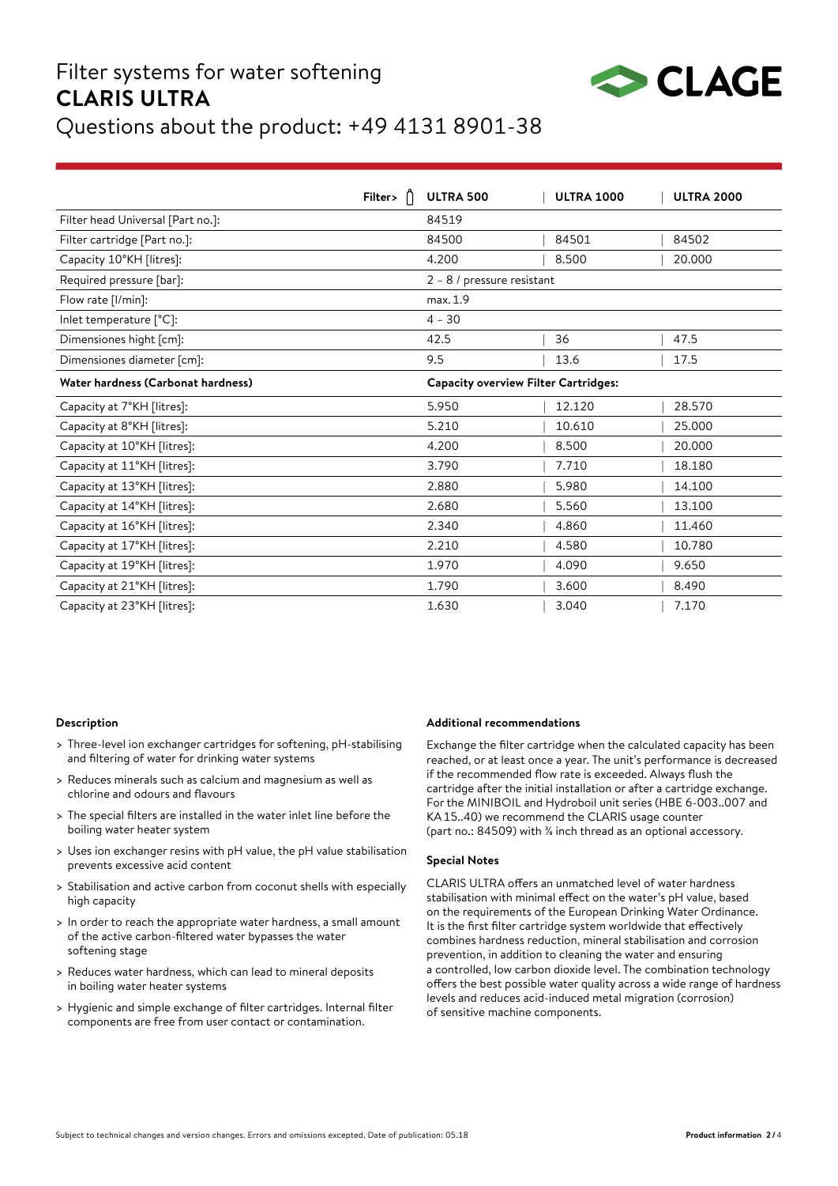# Filter systems for water softening
## CLARIS ULTRA
Questions about the product: +49 4131 8901-38

| Filter> | ULTRA 500 | ULTRA 1000 | ULTRA 2000 |
|---|---|---|---|
| Filter head Universal [Part no.]: | 84519 | | |
| Filter cartridge [Part no.]: | 84500 | 84501 | 84502 |
| Capacity 10°KH [litres]: | 4.200 | 8.500 | 20.000 |
| Required pressure [bar]: | 2 – 8 / pressure resistant | | |
| Flow rate [l/min]: | max. 1.9 | | |
| Inlet temperature [°C]: | 4 – 30 | | |
| Dimensiones hight [cm]: | 42.5 | 36 | 47.5 |
| Dimensiones diameter [cm]: | 9.5 | 13.6 | 17.5 |
| **Water hardness (Carbonat hardness)** | **Capacity overview Filter Cartridges:** | | |
| Capacity at 7°KH [litres]: | 5.950 | 12.120 | 28.570 |
| Capacity at 8°KH [litres]: | 5.210 | 10.610 | 25.000 |
| Capacity at 10°KH [litres]: | 4.200 | 8.500 | 20.000 |
| Capacity at 11°KH [litres]: | 3.790 | 7.710 | 18.180 |
| Capacity at 13°KH [litres]: | 2.880 | 5.980 | 14.100 |
| Capacity at 14°KH [litres]: | 2.680 | 5.560 | 13.100 |
| Capacity at 16°KH [litres]: | 2.340 | 4.860 | 11.460 |
| Capacity at 17°KH [litres]: | 2.210 | 4.580 | 10.780 |
| Capacity at 19°KH [litres]: | 1.970 | 4.090 | 9.650 |
| Capacity at 21°KH [litres]: | 1.790 | 3.600 | 8.490 |
| Capacity at 23°KH [litres]: | 1.630 | 3.040 | 7.170 |

### Description

- Three-level ion exchanger cartridges for softening, pH-stabilising and filtering of water for drinking water systems
- Reduces minerals such as calcium and magnesium as well as chlorine and odours and flavours
- The special filters are installed in the water inlet line before the boiling water heater system
- Uses ion exchanger resins with pH value, the pH value stabilisation prevents excessive acid content
- Stabilisation and active carbon from coconut shells with especially high capacity
- In order to reach the appropriate water hardness, a small amount of the active carbon-filtered water bypasses the water softening stage
- Reduces water hardness, which can lead to mineral deposits in boiling water heater systems
- Hygienic and simple exchange of filter cartridges. Internal filter components are free from user contact or contamination.

### Additional recommendations

Exchange the filter cartridge when the calculated capacity has been reached, or at least once a year. The unit's performance is decreased if the recommended flow rate is exceeded. Always flush the cartridge after the initial installation or after a cartridge exchange. For the MINIBOIL and Hydroboil unit series (HBE 6-003..007 and KA 15..40) we recommend the CLARIS usage counter (part no.: 84509) with ⅜ inch thread as an optional accessory.

### Special Notes

CLARIS ULTRA offers an unmatched level of water hardness stabilisation with minimal effect on the water's pH value, based on the requirements of the European Drinking Water Ordinance. It is the first filter cartridge system worldwide that effectively combines hardness reduction, mineral stabilisation and corrosion prevention, in addition to cleaning the water and ensuring a controlled, low carbon dioxide level. The combination technology offers the best possible water quality across a wide range of hardness levels and reduces acid-induced metal migration (corrosion) of sensitive machine components.

Subject to technical changes and version changes. Errors and omissions excepted. Date of publication: 05.18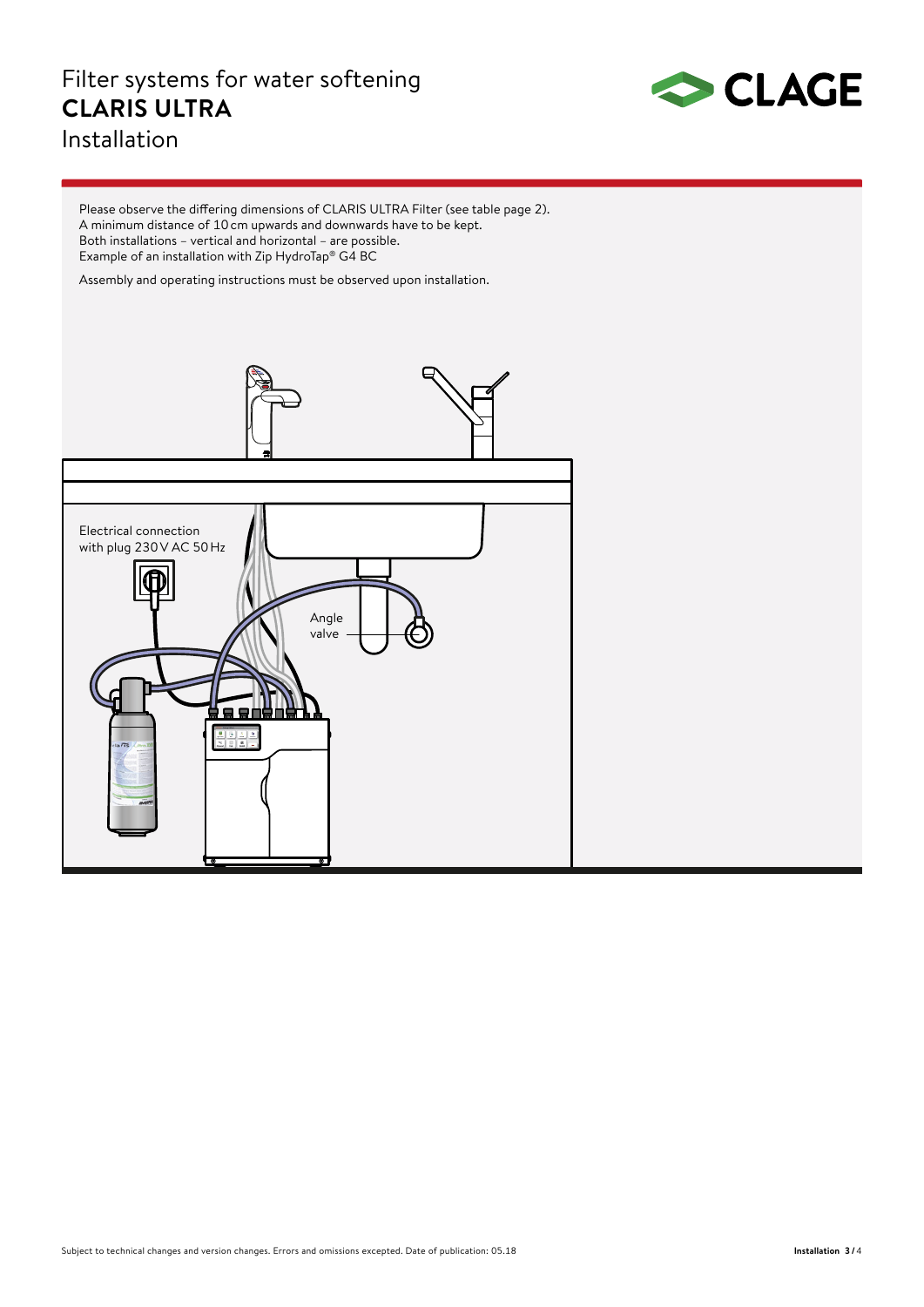# Filter systems for water softening
## CLARIS ULTRA
### Installation

Please observe the differing dimensions of CLARIS ULTRA Filter (see table page 2).
A minimum distance of 10 cm upwards and downwards have to be kept.
Both installations – vertical and horizontal – are possible.
Example of an installation with Zip HydroTap® G4 BC

Assembly and operating instructions must be observed upon installation.

Electrical connection with plug 230 V AC 50 Hz

Angle valve

Subject to technical changes and version changes. Errors and omissions excepted. Date of publication: 05.18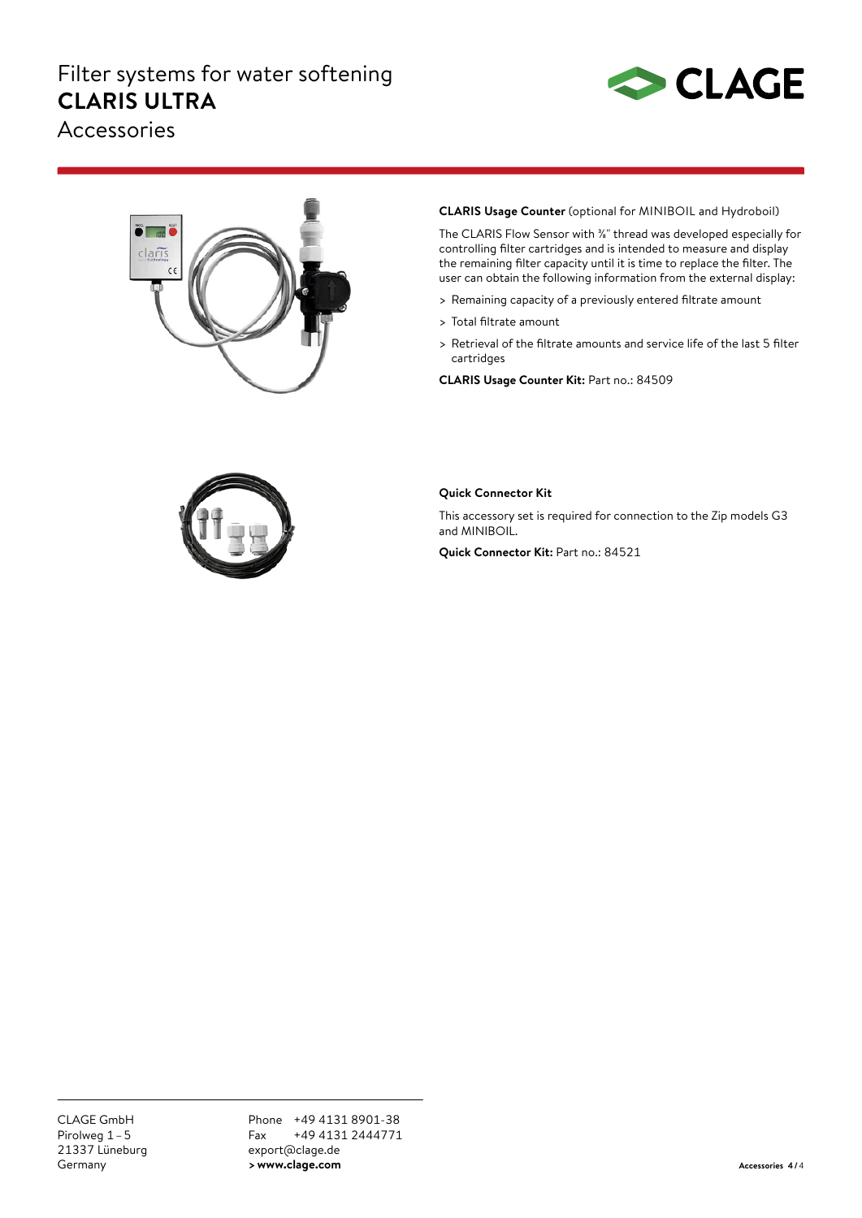# Filter systems for water softening
# CLARIS ULTRA
## Accessories

**CLARIS Usage Counter** (optional for MINIBOIL and Hydroboil)

The CLARIS Flow Sensor with ⅜" thread was developed especially for controlling filter cartridges and is intended to measure and display the remaining filter capacity until it is time to replace the filter. The user can obtain the following information from the external display:

> Remaining capacity of a previously entered filtrate amount

> Total filtrate amount

> Retrieval of the filtrate amounts and service life of the last 5 filter cartridges

**CLARIS Usage Counter Kit:** Part no.: 84509

**Quick Connector Kit**

This accessory set is required for connection to the Zip models G3 and MINIBOIL.

**Quick Connector Kit:** Part no.: 84521

CLAGE GmbH
Pirolweg 1 – 5
21337 Lüneburg
Germany

Phone +49 4131 8901-38
Fax +49 4131 2444771
export@clage.de
**> www.clage.com**